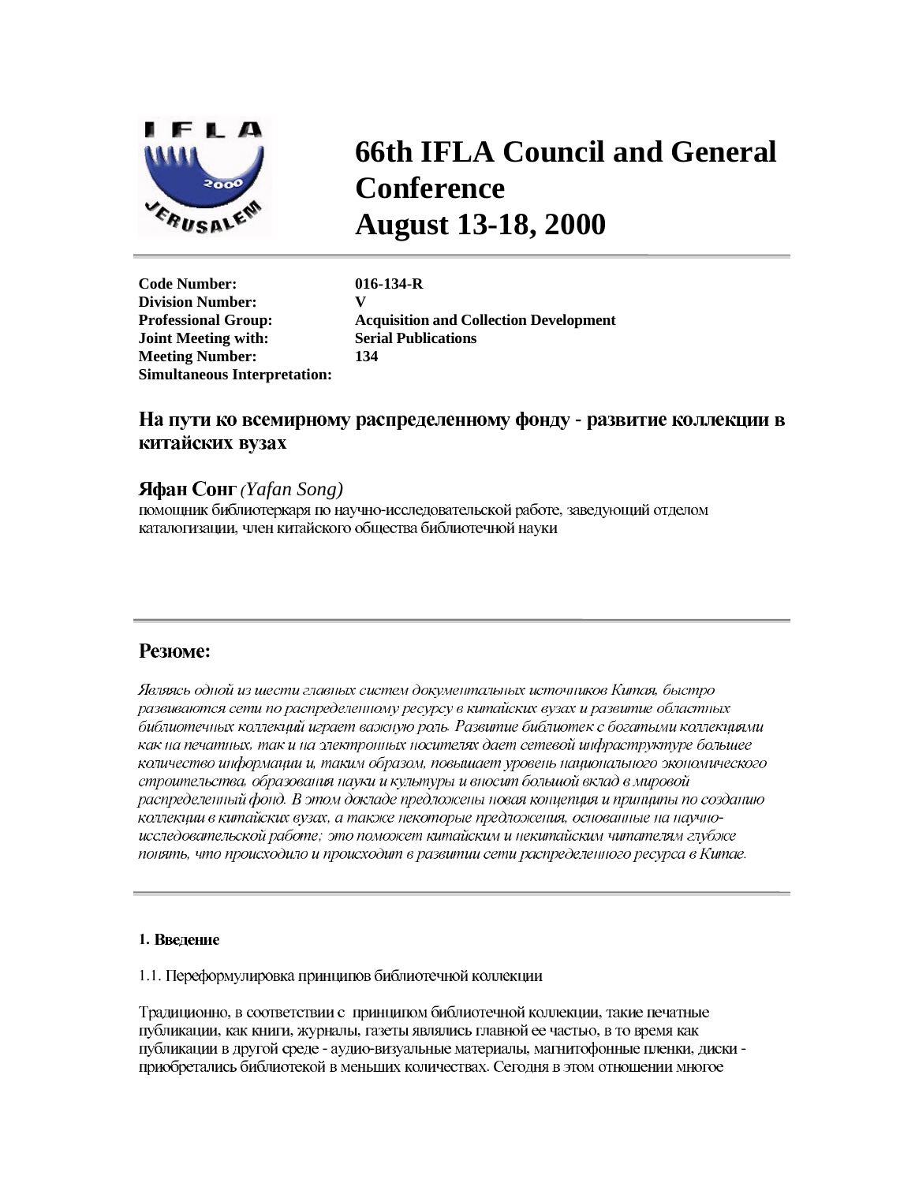# 66th IFLA Council and General Conference
# August 13-18, 2000

| | |
|---|---|
| **Code Number:** | **016-134-R** |
| **Division Number:** | **V** |
| **Professional Group:** | **Acquisition and Collection Development** |
| **Joint Meeting with:** | **Serial Publications** |
| **Meeting Number:** | **134** |
| **Simultaneous Interpretation:** | |

## На пути ко всемирному распределенному фонду - развитие коллекции в китайских вузах

**Яфан Сонг** *(Yafan Song)*

помощник библиотеркаря по научно-исследовательской работе, заведующий отделом каталогизации, член китайского общества библиотечной науки

## Резюме:

*Являясь одной из шести главных систем документальных источников Китая, быстро развиваются сети по распределенному ресурсу в китайских вузах и развитие областных библиотечных коллекций играет важную роль. Развитие библиотек с богатыми коллекциями как на печатных, так и на электронных носителях дает сетевой инфраструктуре большее количество информации и, таким образом, повышает уровень национального экономического строительства, образования науки и культуры и вносит большой вклад в мировой распределенный фонд. В этом докладе предложены новая концепция и принципы по созданию коллекции в китайских вузах, а также некоторые предложения, основанные на научно-исследовательской работе; это поможет китайским и некитайским читателям глубже понять, что происходило и происходит в развитии сети распределенного ресурса в Китае.*

### 1. Введение

1.1. Переформулировка принципов библиотечной коллекции

Традиционно, в соответствии с принципом библиотечной коллекции, такие печатные публикации, как книги, журналы, газеты являлись главной ее частью, в то время как публикации в другой среде - аудио-визуальные материалы, магнитофонные пленки, диски - приобретались библиотекой в меньших количествах. Сегодня в этом отношении многое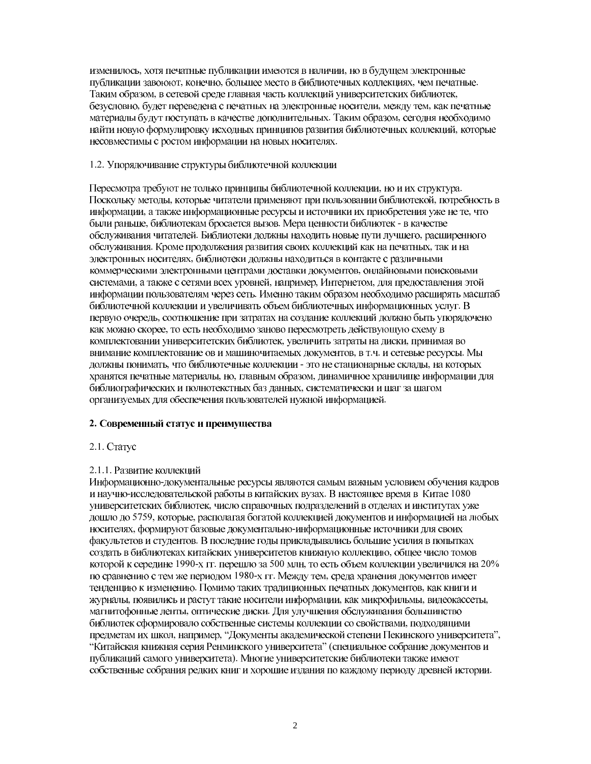изменилось, хотя печатные публикации имеются в наличии, но в будущем электронные публикации завоюют, конечно, большее место в библиотечных коллекциях, чем печатные. Таким образом, в сетевой среде главная часть коллекций университетских библиотек, безусловно, будет переведена с печатных на электронные носители, между тем, как печатные материалы будут поступать в качестве дополнительных. Таким образом, сегодня необходимо найти новую формулировку исходных принципов развития библиотечных коллекций, которые несовместимы с ростом информации на новых носителях.

1.2. Упорядочивание структуры библиотечной коллекции

Пересмотра требуют не только принципы библиотечной коллекции, но и их структура. Поскольку методы, которые читатели применяют при пользовании библиотекой, потребность в информации, а также информационные ресурсы и источники их приобретения уже не те, что были раньше, библиотекам бросается вызов. Мера ценности библиотек - в качестве обслуживания читателей. Библиотеки должны находить новые пути лучшего, расширенного обслуживания. Кроме продолжения развития своих коллекций как на печатных, так и на электронных носителях, библиотеки должны находиться в контакте с различными коммерческими электронными центрами доставки документов, онлайновыми поисковыми системами, а также с сетями всех уровней, например, Интернетом, для предоставления этой информации пользователям через сеть. Именно таким образом необходимо расширять масштаб библиотечной коллекции и увеличивать объем библиотечных информационных услуг. В первую очередь, соотношение при затратах на создание коллекций должно быть упорядочено как можно скорее, то есть необходимо заново пересмотреть действующую схему в комплектовании университетских библиотек, увеличить затраты на диски, принимая во внимание комплектование ов и машиночитаемых документов, в т.ч. и сетевые ресурсы. Мы должны понимать, что библиотечные коллекции - это не стационарные склады, на которых хранятся печатные материалы, но, главным образом, динамичное хранилище информации для библиографических и полнотекстных баз данных, систематически и шаг за шагом организуемых для обеспечения пользователей нужной информацией.

**2. Современный статус и преимущества**

2.1. Статус

2.1.1. Развитие коллекций

Информационно-документальные ресурсы являются самым важным условием обучения кадров и научно-исследовательской работы в китайских вузах. В настоящее время в Китае 1080 университетских библиотек, число справочных подразделений в отделах и институтах уже дошло до 5759, которые, располагая богатой коллекцией документов и информацией на любых носителях, формируют базовые документально-информационные источники для своих факультетов и студентов. В последние годы прикладывались большие усилия в попытках создать в библиотеках китайских университетов книжную коллекцию, общее число томов которой к середине 1990-х гг. перешло за 500 млн, то есть объем коллекции увеличился на 20% по сравнению с тем же периодом 1980-х гг. Между тем, среда хранения документов имеет тенденцию к изменению. Помимо таких традиционных печатных документов, как книги и журналы, появились и растут такие носители информации, как микрофильмы, видеокассеты, магнитофонные ленты, оптические диски. Для улучшения обслуживания большинство библиотек сформировало собственные системы коллекции со свойствами, подходящими предметам их школ, например, "Документы академической степени Пекинского университета", "Китайская книжная серия Ренминского университета" (специальное собрание документов и публикаций самого университета). Многие университетские библиотеки также имеют собственные собрания редких книг и хорошие издания по каждому периоду древней истории.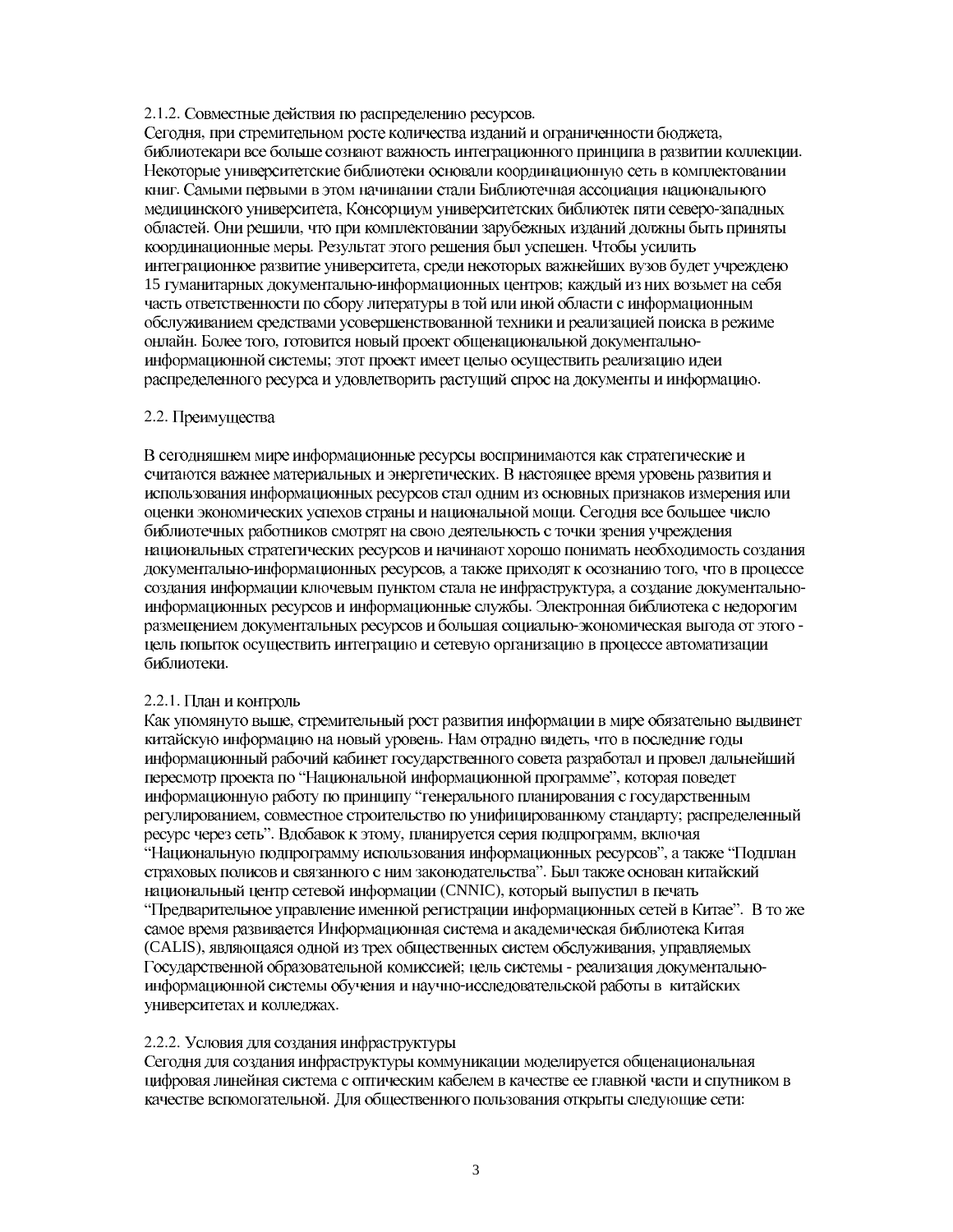### 2.1.2. Совместные действия по распределению ресурсов.

Сегодня, при стремительном росте количества изданий и ограниченности бюджета, библиотекари все больше сознают важность интеграционного принципа в развитии коллекции. Некоторые университетские библиотеки основали координационную сеть в комплектовании книг. Самыми первыми в этом начинании стали Библиотечная ассоциация национального медицинского университета, Консорциум университетских библиотек пяти северо-западных областей. Они решили, что при комплектовании зарубежных изданий должны быть приняты координационные меры. Результат этого решения был успешен. Чтобы усилить интеграционное развитие университета, среди некоторых важнейших вузов будет учреждено 15 гуманитарных документально-информационных центров; каждый из них возьмет на себя часть ответственности по сбору литературы в той или иной области с информационным обслуживанием средствами усовершенствованной техники и реализацией поиска в режиме онлайн. Более того, готовится новый проект общенациональной документально-информационной системы; этот проект имеет целью осуществить реализацию идеи распределенного ресурса и удовлетворить растущий спрос на документы и информацию.

## 2.2. Преимущества

В сегодняшнем мире информационные ресурсы воспринимаются как стратегические и считаются важнее материальных и энергетических. В настоящее время уровень развития и использования информационных ресурсов стал одним из основных признаков измерения или оценки экономических успехов страны и национальной мощи. Сегодня все большее число библиотечных работников смотрят на свою деятельность с точки зрения учреждения национальных стратегических ресурсов и начинают хорошо понимать необходимость создания документально-информационных ресурсов, а также приходят к осознанию того, что в процессе создания информации ключевым пунктом стала не инфраструктура, а создание документально-информационных ресурсов и информационные службы. Электронная библиотека с недорогим размещением документальных ресурсов и большая социально-экономическая выгода от этого - цель попыток осуществить интеграцию и сетевую организацию в процессе автоматизации библиотеки.

### 2.2.1. План и контроль

Как упомянуто выше, стремительный рост развития информации в мире обязательно выдвинет китайскую информацию на новый уровень. Нам отрадно видеть, что в последние годы информационный рабочий кабинет государственного совета разработал и провел дальнейший пересмотр проекта по "Национальной информационной программе", которая поведет информационную работу по принципу "генерального планирования с государственным регулированием, совместное строительство по унифицированному стандарту; распределенный ресурс через сеть". Вдобавок к этому, планируется серия подпрограмм, включая "Национальную подпрограмму использования информационных ресурсов", а также "Подплан страховых полисов и связанного с ним законодательства". Был также основан китайский национальный центр сетевой информации (CNNIC), который выпустил в печать "Предварительное управление именной регистрации информационных сетей в Китае". В то же самое время развивается Информационная система и академическая библиотека Китая (CALIS), являющаяся одной из трех общественных систем обслуживания, управляемых Государственной образовательной комиссией; цель системы - реализация документально-информационной системы обучения и научно-исследовательской работы в китайских университетах и колледжах.

### 2.2.2. Условия для создания инфраструктуры

Сегодня для создания инфраструктуры коммуникации моделируется общенациональная цифровая линейная система с оптическим кабелем в качестве ее главной части и спутником в качестве вспомогательной. Для общественного пользования открыты следующие сети: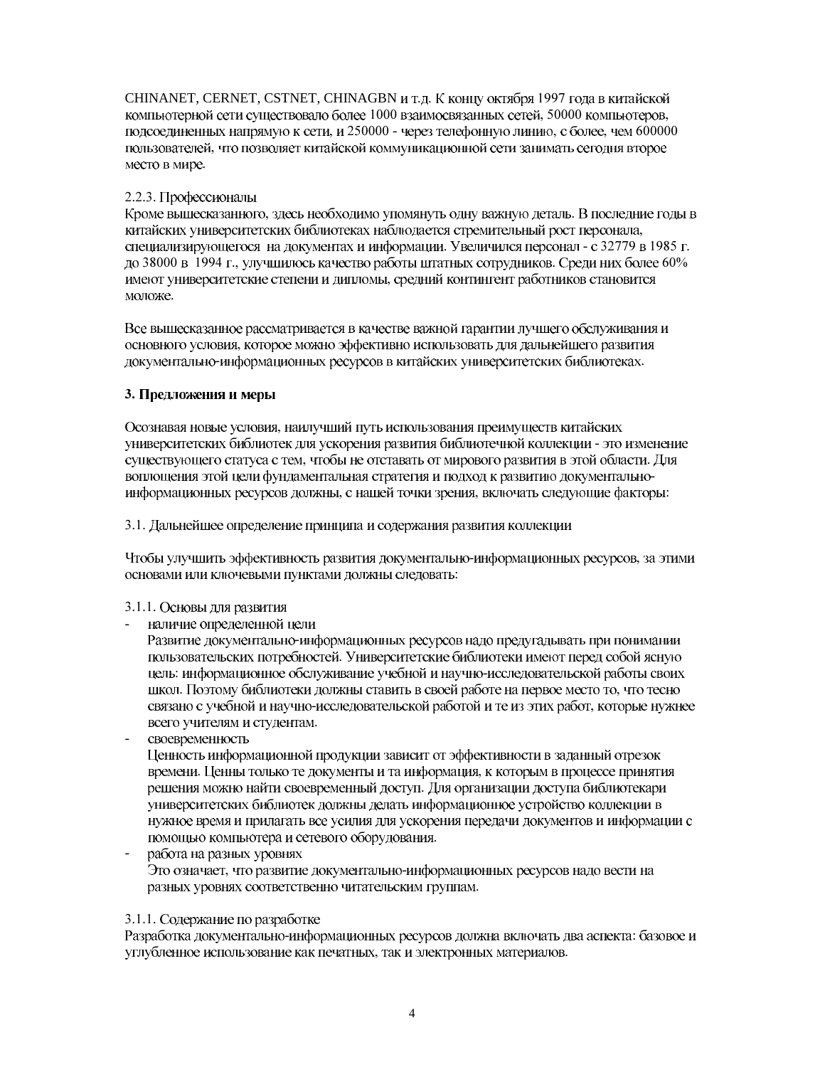CHINANET, CERNET, CSTNET, CHINAGBN и т.д. К концу октября 1997 года в китайской компьютерной сети существовало более 1000 взаимосвязанных сетей, 50000 компьютеров, подсоединенных напрямую к сети, и 250000 - через телефонную линию, с более, чем 600000 пользователей, что позволяет китайской коммуникационной сети занимать сегодня второе место в мире.

2.2.3. Профессионалы

Кроме вышесказанного, здесь необходимо упомянуть одну важную деталь. В последние годы в китайских университетских библиотеках наблюдается стремительный рост персонала, специализирующегося на документах и информации. Увеличился персонал - с 32779 в 1985 г. до 38000 в 1994 г., улучшилось качество работы штатных сотрудников. Среди них более 60% имеют университетские степени и дипломы, средний контингент работников становится моложе.

Все вышесказанное рассматривается в качестве важной гарантии лучшего обслуживания и основного условия, которое можно эффективно использовать для дальнейшего развития документально-информационных ресурсов в китайских университетских библиотеках.

### 3. Предложения и меры

Осознавая новые условия, наилучший путь использования преимуществ китайских университетских библиотек для ускорения развития библиотечной коллекции - это изменение существующего статуса с тем, чтобы не отставать от мирового развития в этой области. Для воплощения этой цели фундаментальная стратегия и подход к развитию документально-информационных ресурсов должны, с нашей точки зрения, включать следующие факторы:

3.1. Дальнейшее определение принципа и содержания развития коллекции

Чтобы улучшить эффективность развития документально-информационных ресурсов, за этими основами или ключевыми пунктами должны следовать:

3.1.1. Основы для развития

- наличие определенной цели
  Развитие документально-информационных ресурсов надо предугадывать при понимании пользовательских потребностей. Университетские библиотеки имеют перед собой ясную цель: информационное обслуживание учебной и научно-исследовательской работы своих школ. Поэтому библиотеки должны ставить в своей работе на первое место то, что тесно связано с учебной и научно-исследовательской работой и те из этих работ, которые нужнее всего учителям и студентам.
- своевременность
  Ценность информационной продукции зависит от эффективности в заданный отрезок времени. Ценны только те документы и та информация, к которым в процессе принятия решения можно найти своевременный доступ. Для организации доступа библиотекари университетских библиотек должны делать информационное устройство коллекции в нужное время и прилагать все усилия для ускорения передачи документов и информации с помощью компьютера и сетевого оборудования.
- работа на разных уровнях
  Это означает, что развитие документально-информационных ресурсов надо вести на разных уровнях соответственно читательским группам.

3.1.1. Содержание по разработке

Разработка документально-информационных ресурсов должна включать два аспекта: базовое и углубленное использование как печатных, так и электронных материалов.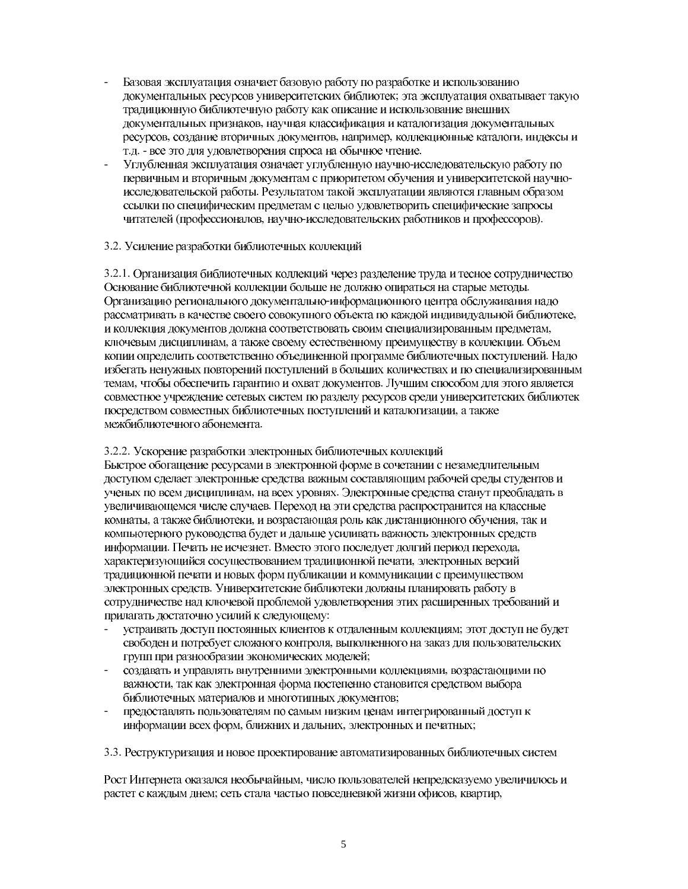- Базовая эксплуатация означает базовую работу по разработке и использованию документальных ресурсов университетских библиотек; эта эксплуатация охватывает такую традиционную библиотечную работу как описание и использование внешних документальных признаков, научная классификация и каталогизация документальных ресурсов, создание вторичных документов, например, коллекционные каталоги, индексы и т.д. - все это для удовлетворения спроса на обычное чтение.
- Углубленная эксплуатация означает углубленную научно-исследовательскую работу по первичным и вторичным документам с приоритетом обучения и университетской научно-исследовательской работы. Результатом такой эксплуатации являются главным образом ссылки по специфическим предметам с целью удовлетворить специфические запросы читателей (профессионалов, научно-исследовательских работников и профессоров).

3.2. Усиление разработки библиотечных коллекций

3.2.1. Организация библиотечных коллекций через разделение труда и тесное сотрудничество
Основание библиотечной коллекции больше не должно опираться на старые методы. Организацию регионального документально-информационного центра обслуживания надо рассматривать в качестве своего совокупного объекта по каждой индивидуальной библиотеке, и коллекция документов должна соответствовать своим специализированным предметам, ключевым дисциплинам, а также своему естественному преимуществу в коллекции. Объем копии определить соответственно объединенной программе библиотечных поступлений. Надо избегать ненужных повторений поступлений в больших количествах и по специализированным темам, чтобы обеспечить гарантию и охват документов. Лучшим способом для этого является совместное учреждение сетевых систем по разделу ресурсов среди университетских библиотек посредством совместных библиотечных поступлений и каталогизации, а также межбиблиотечного абонемента.

3.2.2. Ускорение разработки электронных библиотечных коллекций
Быстрое обогащение ресурсами в электронной форме в сочетании с незамедлительным доступом сделает электронные средства важным составляющим рабочей среды студентов и ученых по всем дисциплинам, на всех уровнях. Электронные средства станут преобладать в увеличивающемся числе случаев. Переход на эти средства распространится на классные комнаты, а также библиотеки, и возрастающая роль как дистанционного обучения, так и компьютерного руководства будет и дальше усиливать важность электронных средств информации. Печать не исчезнет. Вместо этого последует долгий период перехода, характеризующийся сосуществованием традиционной печати, электронных версий традиционной печати и новых форм публикации и коммуникации с преимуществом электронных средств. Университетские библиотеки должны планировать работу в сотрудничестве над ключевой проблемой удовлетворения этих расширенных требований и прилагать достаточно усилий к следующему:
- устраивать доступ постоянных клиентов к отдаленным коллекциям; этот доступ не будет свободен и потребует сложного контроля, выполненного на заказ для пользовательских групп при разнообразии экономических моделей;
- создавать и управлять внутренними электронными коллекциями, возрастающими по важности, так как электронная форма постепенно становится средством выбора библиотечных материалов и многотипных документов;
- предоставлять пользователям по самым низким ценам интегрированный доступ к информации всех форм, ближних и дальних, электронных и печатных;

3.3. Реструктуризация и новое проектирование автоматизированных библиотечных систем

Рост Интернета оказался необычайным, число пользователей непредсказуемо увеличилось и растет с каждым днем; сеть стала частью повседневной жизни офисов, квартир,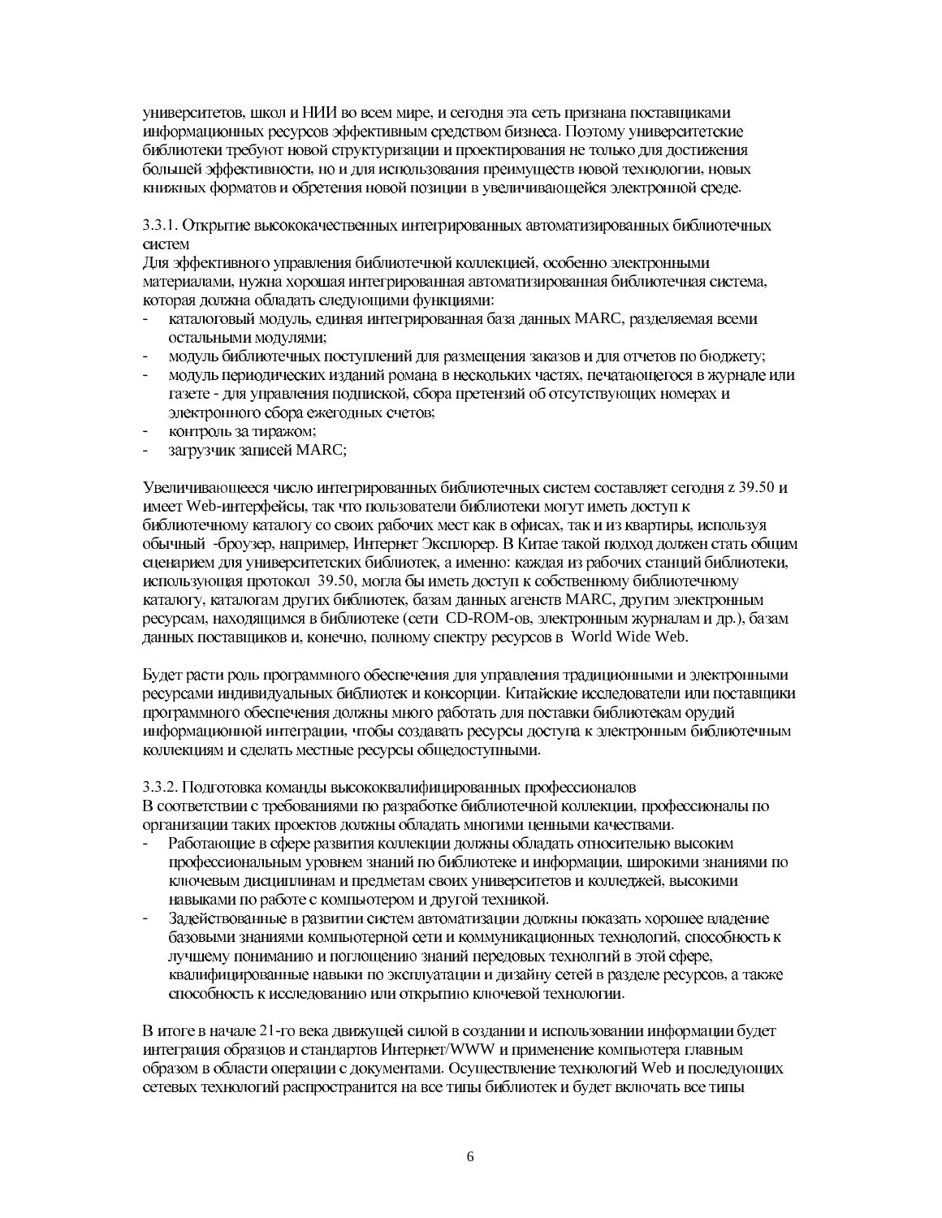университетов, школ и НИИ во всем мире, и сегодня эта сеть признана поставщиками информационных ресурсов эффективным средством бизнеса. Поэтому университетские библиотеки требуют новой структуризации и проектирования не только для достижения большей эффективности, но и для использования преимуществ новой технологии, новых книжных форматов и обретения новой позиции в увеличивающейся электронной среде.

3.3.1. Открытие высококачественных интегрированных автоматизированных библиотечных систем

Для эффективного управления библиотечной коллекцией, особенно электронными материалами, нужна хорошая интегрированная автоматизированная библиотечная система, которая должна обладать следующими функциями:

- каталоговый модуль, единая интегрированная база данных MARC, разделяемая всеми остальными модулями;
- модуль библиотечных поступлений для размещения заказов и для отчетов по бюджету;
- модуль периодических изданий романа в нескольких частях, печатающегося в журнале или газете - для управления подпиской, сбора претензий об отсутствующих номерах и электронного сбора ежегодных счетов;
- контроль за тиражом;
- загрузчик записей MARC;

Увеличивающееся число интегрированных библиотечных систем составляет сегодня z 39.50 и имеет Web-интерфейсы, так что пользователи библиотеки могут иметь доступ к библиотечному каталогу со своих рабочих мест как в офисах, так и из квартиры, используя обычный -броузер, например, Интернет Эксплорер. В Китае такой подход должен стать общим сценарием для университетских библиотек, а именно: каждая из рабочих станций библиотеки, использующая протокол 39.50, могла бы иметь доступ к собственному библиотечному каталогу, каталогам других библиотек, базам данных агенств MARC, другим электронным ресурсам, находящимся в библиотеке (сети CD-ROM-ов, электронным журналам и др.), базам данных поставщиков и, конечно, полному спектру ресурсов в World Wide Web.

Будет расти роль программного обеспечения для управления традиционными и электронными ресурсами индивидуальных библиотек и консорции. Китайские исследователи или поставщики программного обеспечения должны много работать для поставки библиотекам орудий информационной интеграции, чтобы создавать ресурсы доступа к электронным библиотечным коллекциям и сделать местные ресурсы общедоступными.

3.3.2. Подготовка команды высококвалифицированных профессионалов

В соответствии с требованиями по разработке библиотечной коллекции, профессионалы по организации таких проектов должны обладать многими ценными качествами.

- Работающие в сфере развития коллекции должны обладать относительно высоким профессиональным уровнем знаний по библиотеке и информации, широкими знаниями по ключевым дисциплинам и предметам своих университетов и колледжей, высокими навыками по работе с компьютером и другой техникой.
- Задействованные в развитии систем автоматизации должны показать хорошее владение базовыми знаниями компьютерной сети и коммуникационных технологий, способность к лучшему пониманию и поглощению знаний передовых технологий в этой сфере, квалифицированные навыки по эксплуатации и дизайну сетей в разделе ресурсов, а также способность к исследованию или открытию ключевой технологии.

В итоге в начале 21-го века движущей силой в создании и использовании информации будет интеграция образцов и стандартов Интернет/WWW и применение компьютера главным образом в области операции с документами. Осуществление технологий Web и последующих сетевых технологий распространится на все типы библиотек и будет включать все типы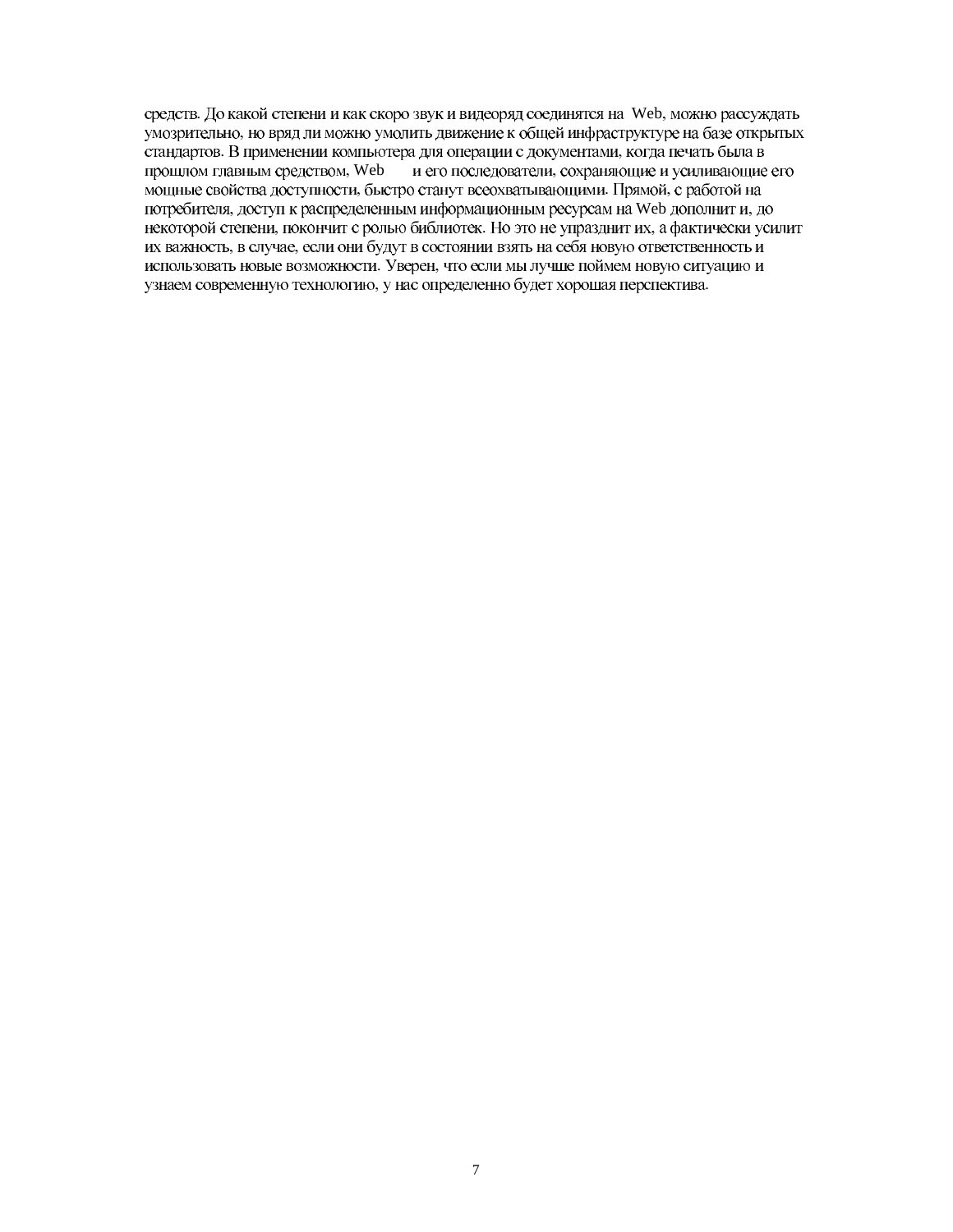средств. До какой степени и как скоро звук и видеоряд соединятся на Web, можно рассуждать умозрительно, но вряд ли можно умолить движение к общей инфраструктуре на базе открытых стандартов. В применении компьютера для операции с документами, когда печать была в прошлом главным средством, Web и его последователи, сохраняющие и усиливающие его мощные свойства доступности, быстро станут всеохватывающими. Прямой, с работой на потребителя, доступ к распределенным информационным ресурсам на Web дополнит и, до некоторой степени, покончит с ролью библиотек. Но это не упразднит их, а фактически усилит их важность, в случае, если они будут в состоянии взять на себя новую ответственность и использовать новые возможности. Уверен, что если мы лучше поймем новую ситуацию и узнаем современную технологию, у нас определенно будет хорошая перспектива.